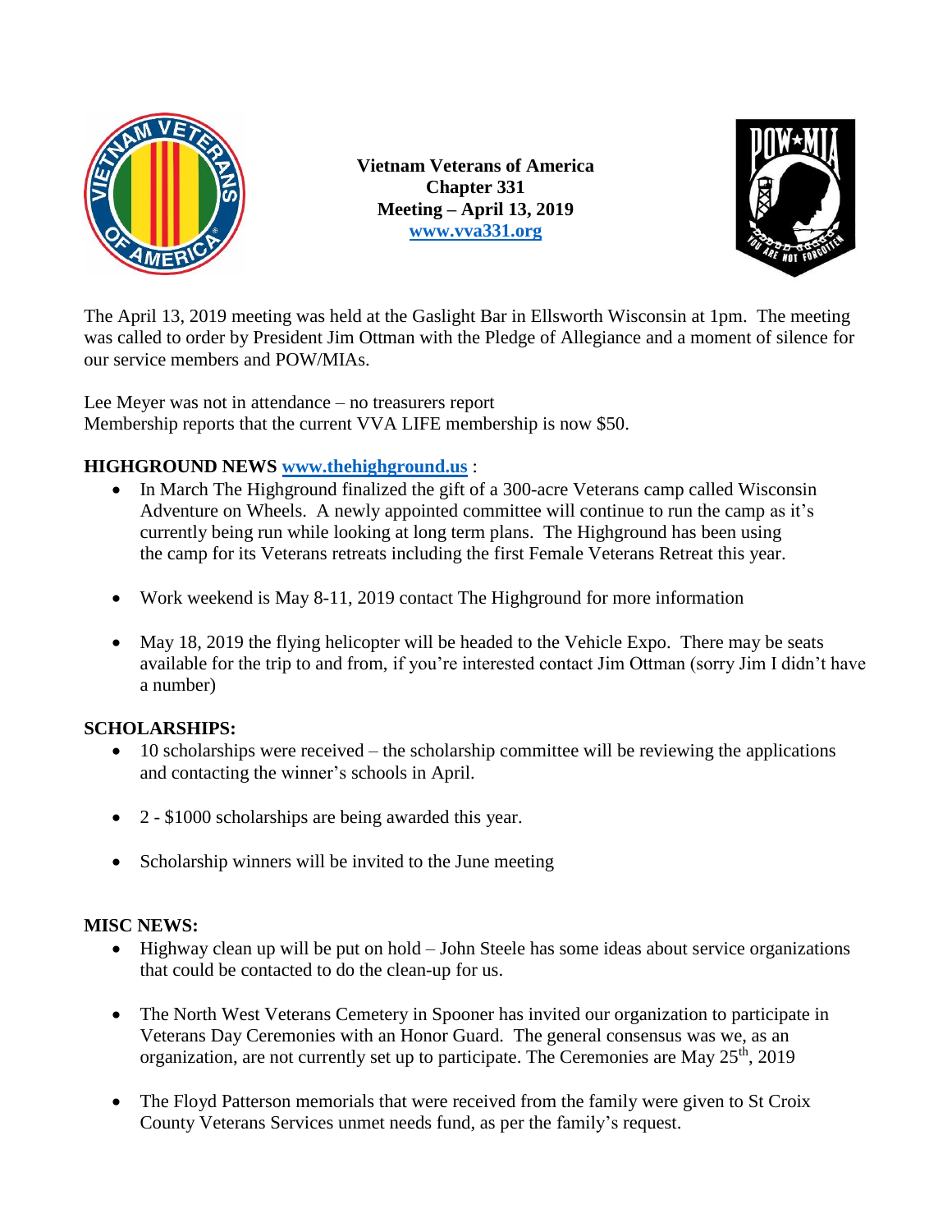**Vietnam Veterans of America**
**Chapter 331**
**Meeting – April 13, 2019**
**www.vva331.org**

The April 13, 2019 meeting was held at the Gaslight Bar in Ellsworth Wisconsin at 1pm. The meeting was called to order by President Jim Ottman with the Pledge of Allegiance and a moment of silence for our service members and POW/MIAs.

Lee Meyer was not in attendance – no treasurers report
Membership reports that the current VVA LIFE membership is now $50.

**HIGHGROUND NEWS www.thehighground.us** :

- In March The Highground finalized the gift of a 300-acre Veterans camp called Wisconsin Adventure on Wheels. A newly appointed committee will continue to run the camp as it's currently being run while looking at long term plans. The Highground has been using the camp for its Veterans retreats including the first Female Veterans Retreat this year.
- Work weekend is May 8-11, 2019 contact The Highground for more information
- May 18, 2019 the flying helicopter will be headed to the Vehicle Expo. There may be seats available for the trip to and from, if you're interested contact Jim Ottman (sorry Jim I didn't have a number)

**SCHOLARSHIPS:**

- 10 scholarships were received – the scholarship committee will be reviewing the applications and contacting the winner's schools in April.
- 2 - $1000 scholarships are being awarded this year.
- Scholarship winners will be invited to the June meeting

**MISC NEWS:**

- Highway clean up will be put on hold – John Steele has some ideas about service organizations that could be contacted to do the clean-up for us.
- The North West Veterans Cemetery in Spooner has invited our organization to participate in Veterans Day Ceremonies with an Honor Guard. The general consensus was we, as an organization, are not currently set up to participate. The Ceremonies are May 25th, 2019
- The Floyd Patterson memorials that were received from the family were given to St Croix County Veterans Services unmet needs fund, as per the family's request.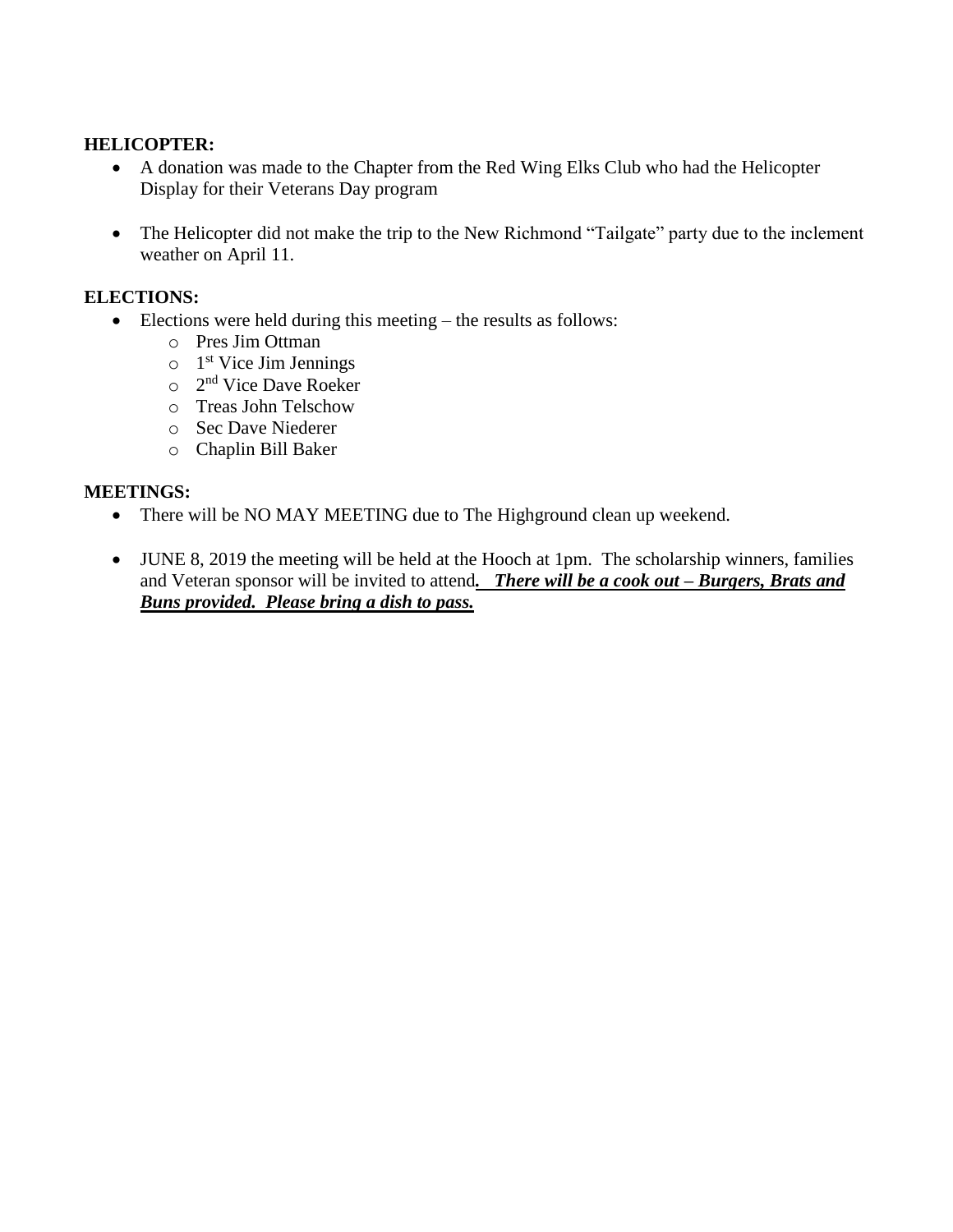**HELICOPTER:**

- A donation was made to the Chapter from the Red Wing Elks Club who had the Helicopter Display for their Veterans Day program

- The Helicopter did not make the trip to the New Richmond "Tailgate" party due to the inclement weather on April 11.

**ELECTIONS:**

- Elections were held during this meeting – the results as follows:
    - Pres Jim Ottman
    - 1st Vice Jim Jennings
    - 2nd Vice Dave Roeker
    - Treas John Telschow
    - Sec Dave Niederer
    - Chaplin Bill Baker

**MEETINGS:**

- There will be NO MAY MEETING due to The Highground clean up weekend.

- JUNE 8, 2019 the meeting will be held at the Hooch at 1pm. The scholarship winners, families and Veteran sponsor will be invited to attend***. There will be a cook out – Burgers, Brats and Buns provided. Please bring a dish to pass.***